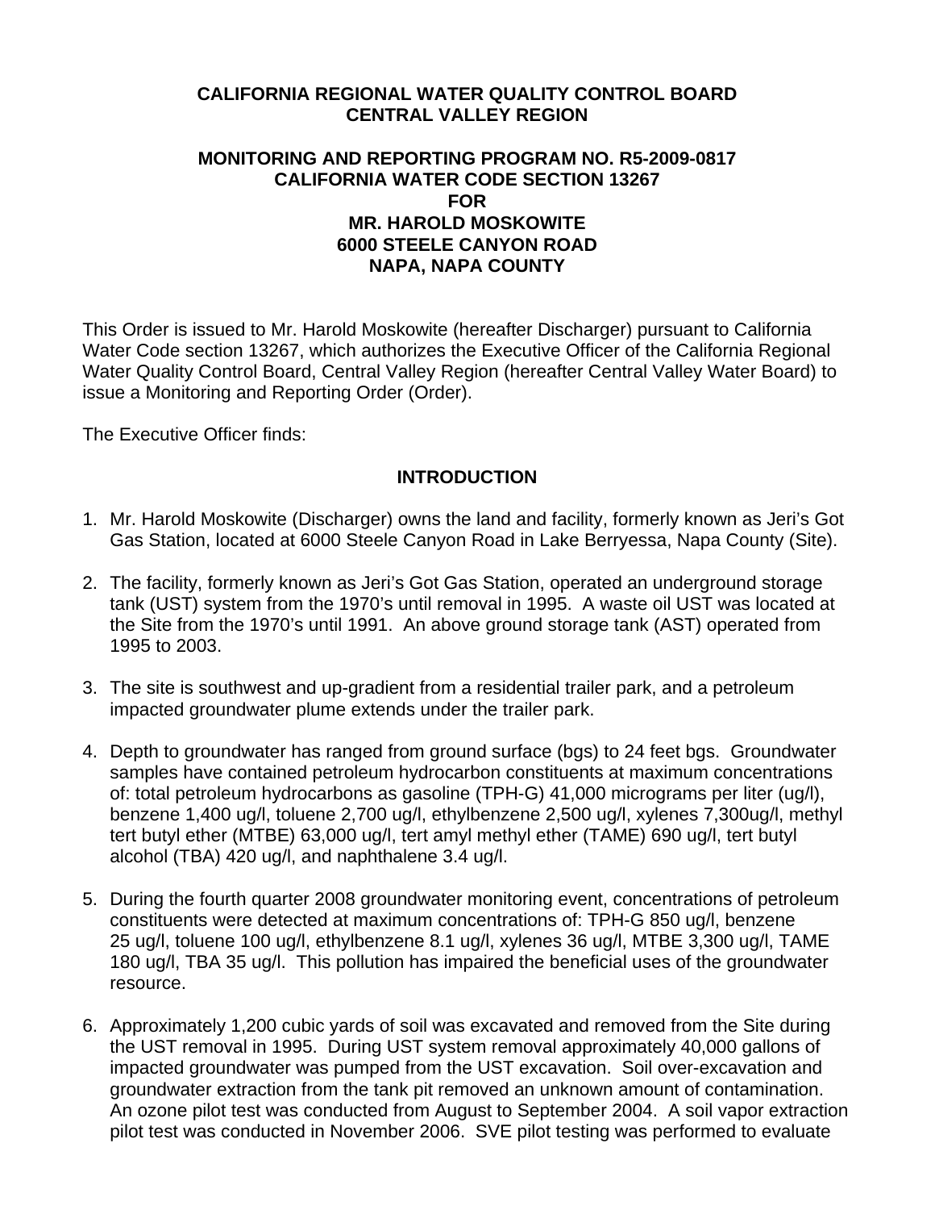**CALIFORNIA REGIONAL WATER QUALITY CONTROL BOARD**
**CENTRAL VALLEY REGION**

**MONITORING AND REPORTING PROGRAM NO. R5-2009-0817**
**CALIFORNIA WATER CODE SECTION 13267**
**FOR**
**MR. HAROLD MOSKOWITE**
**6000 STEELE CANYON ROAD**
**NAPA, NAPA COUNTY**

This Order is issued to Mr. Harold Moskowite (hereafter Discharger) pursuant to California Water Code section 13267, which authorizes the Executive Officer of the California Regional Water Quality Control Board, Central Valley Region (hereafter Central Valley Water Board) to issue a Monitoring and Reporting Order (Order).

The Executive Officer finds:

## INTRODUCTION

1. Mr. Harold Moskowite (Discharger) owns the land and facility, formerly known as Jeri's Got Gas Station, located at 6000 Steele Canyon Road in Lake Berryessa, Napa County (Site).

2. The facility, formerly known as Jeri's Got Gas Station, operated an underground storage tank (UST) system from the 1970's until removal in 1995. A waste oil UST was located at the Site from the 1970's until 1991. An above ground storage tank (AST) operated from 1995 to 2003.

3. The site is southwest and up-gradient from a residential trailer park, and a petroleum impacted groundwater plume extends under the trailer park.

4. Depth to groundwater has ranged from ground surface (bgs) to 24 feet bgs. Groundwater samples have contained petroleum hydrocarbon constituents at maximum concentrations of: total petroleum hydrocarbons as gasoline (TPH-G) 41,000 micrograms per liter (ug/l), benzene 1,400 ug/l, toluene 2,700 ug/l, ethylbenzene 2,500 ug/l, xylenes 7,300ug/l, methyl tert butyl ether (MTBE) 63,000 ug/l, tert amyl methyl ether (TAME) 690 ug/l, tert butyl alcohol (TBA) 420 ug/l, and naphthalene 3.4 ug/l.

5. During the fourth quarter 2008 groundwater monitoring event, concentrations of petroleum constituents were detected at maximum concentrations of: TPH-G 850 ug/l, benzene 25 ug/l, toluene 100 ug/l, ethylbenzene 8.1 ug/l, xylenes 36 ug/l, MTBE 3,300 ug/l, TAME 180 ug/l, TBA 35 ug/l. This pollution has impaired the beneficial uses of the groundwater resource.

6. Approximately 1,200 cubic yards of soil was excavated and removed from the Site during the UST removal in 1995. During UST system removal approximately 40,000 gallons of impacted groundwater was pumped from the UST excavation. Soil over-excavation and groundwater extraction from the tank pit removed an unknown amount of contamination. An ozone pilot test was conducted from August to September 2004. A soil vapor extraction pilot test was conducted in November 2006. SVE pilot testing was performed to evaluate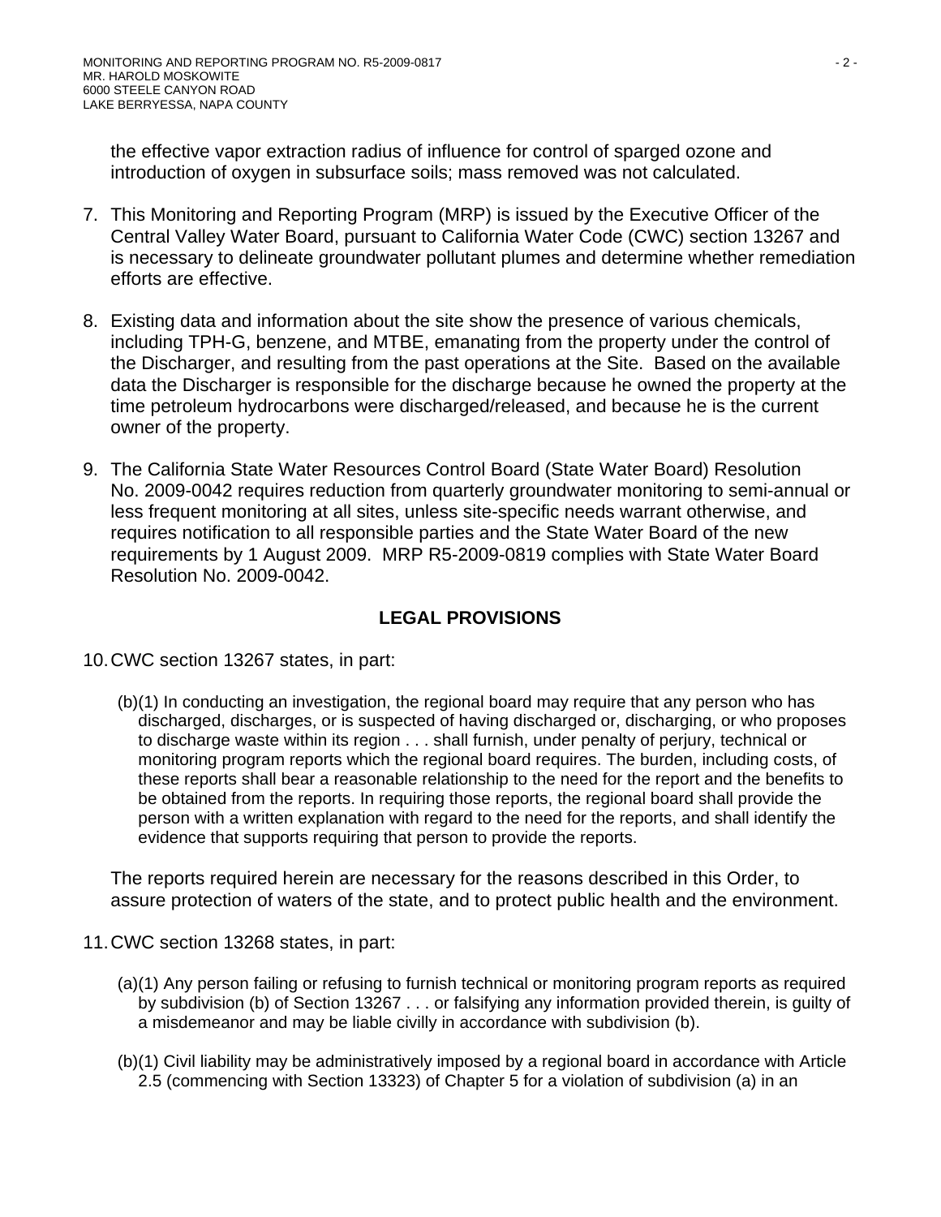the effective vapor extraction radius of influence for control of sparged ozone and introduction of oxygen in subsurface soils; mass removed was not calculated.

7. This Monitoring and Reporting Program (MRP) is issued by the Executive Officer of the Central Valley Water Board, pursuant to California Water Code (CWC) section 13267 and is necessary to delineate groundwater pollutant plumes and determine whether remediation efforts are effective.

8. Existing data and information about the site show the presence of various chemicals, including TPH-G, benzene, and MTBE, emanating from the property under the control of the Discharger, and resulting from the past operations at the Site. Based on the available data the Discharger is responsible for the discharge because he owned the property at the time petroleum hydrocarbons were discharged/released, and because he is the current owner of the property.

9. The California State Water Resources Control Board (State Water Board) Resolution No. 2009-0042 requires reduction from quarterly groundwater monitoring to semi-annual or less frequent monitoring at all sites, unless site-specific needs warrant otherwise, and requires notification to all responsible parties and the State Water Board of the new requirements by 1 August 2009. MRP R5-2009-0819 complies with State Water Board Resolution No. 2009-0042.

## LEGAL PROVISIONS

10. CWC section 13267 states, in part:

    (b)(1) In conducting an investigation, the regional board may require that any person who has discharged, discharges, or is suspected of having discharged or, discharging, or who proposes to discharge waste within its region . . . shall furnish, under penalty of perjury, technical or monitoring program reports which the regional board requires. The burden, including costs, of these reports shall bear a reasonable relationship to the need for the report and the benefits to be obtained from the reports. In requiring those reports, the regional board shall provide the person with a written explanation with regard to the need for the reports, and shall identify the evidence that supports requiring that person to provide the reports.

    The reports required herein are necessary for the reasons described in this Order, to assure protection of waters of the state, and to protect public health and the environment.

11. CWC section 13268 states, in part:

    (a)(1) Any person failing or refusing to furnish technical or monitoring program reports as required by subdivision (b) of Section 13267 . . . or falsifying any information provided therein, is guilty of a misdemeanor and may be liable civilly in accordance with subdivision (b).

    (b)(1) Civil liability may be administratively imposed by a regional board in accordance with Article 2.5 (commencing with Section 13323) of Chapter 5 for a violation of subdivision (a) in an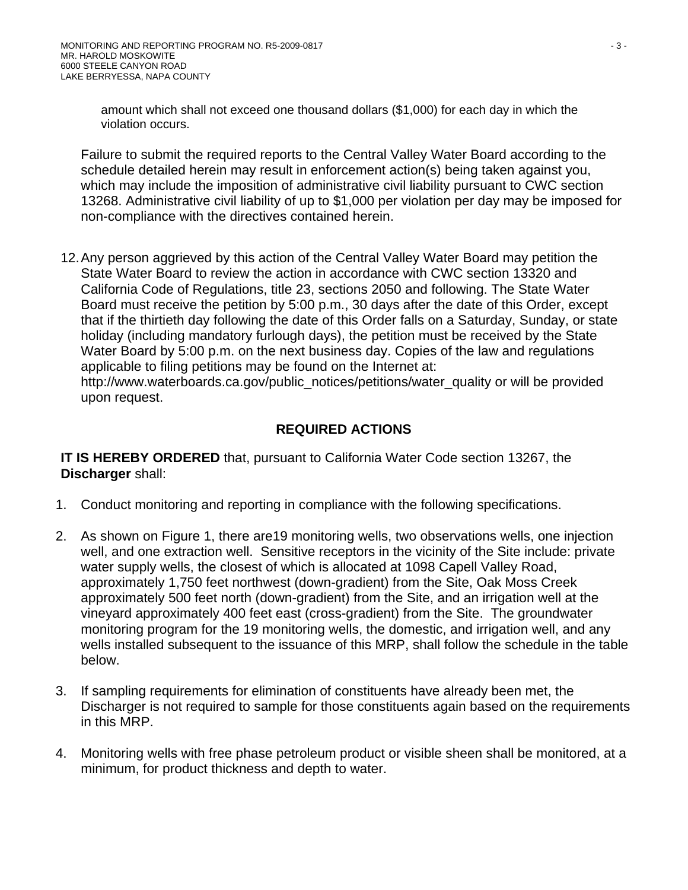amount which shall not exceed one thousand dollars ($1,000) for each day in which the violation occurs.

Failure to submit the required reports to the Central Valley Water Board according to the schedule detailed herein may result in enforcement action(s) being taken against you, which may include the imposition of administrative civil liability pursuant to CWC section 13268. Administrative civil liability of up to $1,000 per violation per day may be imposed for non-compliance with the directives contained herein.

12. Any person aggrieved by this action of the Central Valley Water Board may petition the State Water Board to review the action in accordance with CWC section 13320 and California Code of Regulations, title 23, sections 2050 and following. The State Water Board must receive the petition by 5:00 p.m., 30 days after the date of this Order, except that if the thirtieth day following the date of this Order falls on a Saturday, Sunday, or state holiday (including mandatory furlough days), the petition must be received by the State Water Board by 5:00 p.m. on the next business day. Copies of the law and regulations applicable to filing petitions may be found on the Internet at: http://www.waterboards.ca.gov/public_notices/petitions/water_quality or will be provided upon request.

## REQUIRED ACTIONS

**IT IS HEREBY ORDERED** that, pursuant to California Water Code section 13267, the **Discharger** shall:

1. Conduct monitoring and reporting in compliance with the following specifications.

2. As shown on Figure 1, there are19 monitoring wells, two observations wells, one injection well, and one extraction well. Sensitive receptors in the vicinity of the Site include: private water supply wells, the closest of which is allocated at 1098 Capell Valley Road, approximately 1,750 feet northwest (down-gradient) from the Site, Oak Moss Creek approximately 500 feet north (down-gradient) from the Site, and an irrigation well at the vineyard approximately 400 feet east (cross-gradient) from the Site. The groundwater monitoring program for the 19 monitoring wells, the domestic, and irrigation well, and any wells installed subsequent to the issuance of this MRP, shall follow the schedule in the table below.

3. If sampling requirements for elimination of constituents have already been met, the Discharger is not required to sample for those constituents again based on the requirements in this MRP.

4. Monitoring wells with free phase petroleum product or visible sheen shall be monitored, at a minimum, for product thickness and depth to water.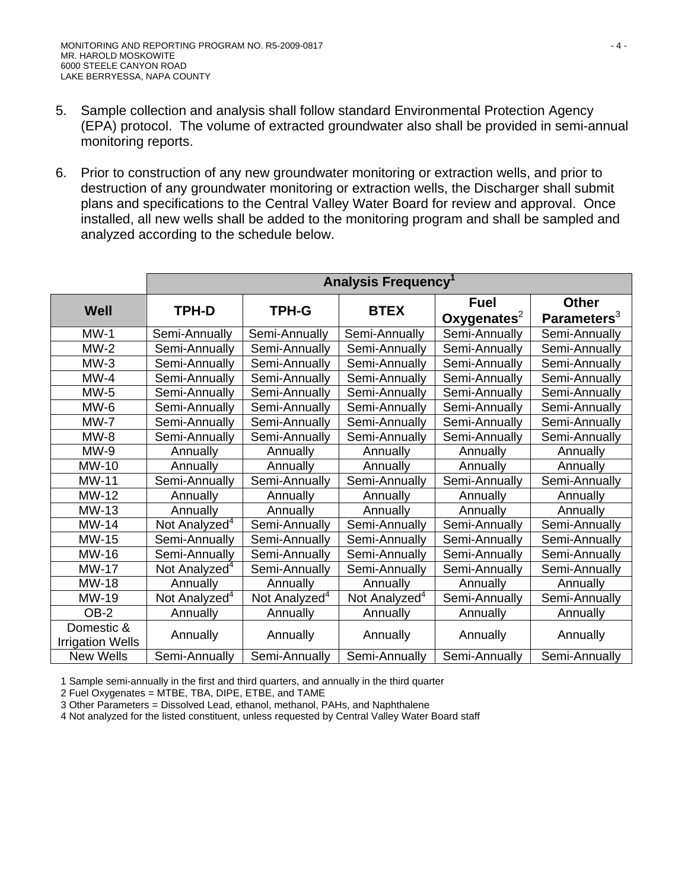5. Sample collection and analysis shall follow standard Environmental Protection Agency (EPA) protocol. The volume of extracted groundwater also shall be provided in semi-annual monitoring reports.

6. Prior to construction of any new groundwater monitoring or extraction wells, and prior to destruction of any groundwater monitoring or extraction wells, the Discharger shall submit plans and specifications to the Central Valley Water Board for review and approval. Once installed, all new wells shall be added to the monitoring program and shall be sampled and analyzed according to the schedule below.

| | **Analysis Frequency**[1] | | | | |
|---|---|---|---|---|---|
| **Well** | **TPH-D** | **TPH-G** | **BTEX** | **Fuel Oxygenates**[2] | **Other Parameters**[3] |
| MW-1 | Semi-Annually | Semi-Annually | Semi-Annually | Semi-Annually | Semi-Annually |
| MW-2 | Semi-Annually | Semi-Annually | Semi-Annually | Semi-Annually | Semi-Annually |
| MW-3 | Semi-Annually | Semi-Annually | Semi-Annually | Semi-Annually | Semi-Annually |
| MW-4 | Semi-Annually | Semi-Annually | Semi-Annually | Semi-Annually | Semi-Annually |
| MW-5 | Semi-Annually | Semi-Annually | Semi-Annually | Semi-Annually | Semi-Annually |
| MW-6 | Semi-Annually | Semi-Annually | Semi-Annually | Semi-Annually | Semi-Annually |
| MW-7 | Semi-Annually | Semi-Annually | Semi-Annually | Semi-Annually | Semi-Annually |
| MW-8 | Semi-Annually | Semi-Annually | Semi-Annually | Semi-Annually | Semi-Annually |
| MW-9 | Annually | Annually | Annually | Annually | Annually |
| MW-10 | Annually | Annually | Annually | Annually | Annually |
| MW-11 | Semi-Annually | Semi-Annually | Semi-Annually | Semi-Annually | Semi-Annually |
| MW-12 | Annually | Annually | Annually | Annually | Annually |
| MW-13 | Annually | Annually | Annually | Annually | Annually |
| MW-14 | Not Analyzed[4] | Semi-Annually | Semi-Annually | Semi-Annually | Semi-Annually |
| MW-15 | Semi-Annually | Semi-Annually | Semi-Annually | Semi-Annually | Semi-Annually |
| MW-16 | Semi-Annually | Semi-Annually | Semi-Annually | Semi-Annually | Semi-Annually |
| MW-17 | Not Analyzed[4] | Semi-Annually | Semi-Annually | Semi-Annually | Semi-Annually |
| MW-18 | Annually | Annually | Annually | Annually | Annually |
| MW-19 | Not Analyzed[4] | Not Analyzed[4] | Not Analyzed[4] | Semi-Annually | Semi-Annually |
| OB-2 | Annually | Annually | Annually | Annually | Annually |
| Domestic & Irrigation Wells | Annually | Annually | Annually | Annually | Annually |
| New Wells | Semi-Annually | Semi-Annually | Semi-Annually | Semi-Annually | Semi-Annually |

1 Sample semi-annually in the first and third quarters, and annually in the third quarter
2 Fuel Oxygenates = MTBE, TBA, DIPE, ETBE, and TAME
3 Other Parameters = Dissolved Lead, ethanol, methanol, PAHs, and Naphthalene
4 Not analyzed for the listed constituent, unless requested by Central Valley Water Board staff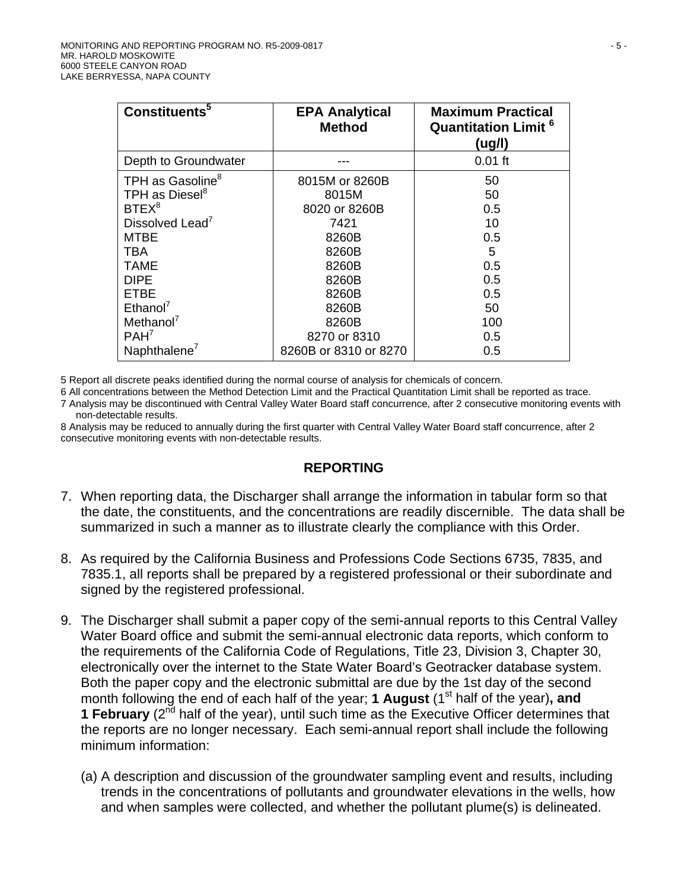| Constituents[5] | EPA Analytical Method | Maximum Practical Quantitation Limit [6] (ug/l) |
|---|---|---|
| Depth to Groundwater | --- | 0.01 ft |
| TPH as Gasoline[8] | 8015M or 8260B | 50 |
| TPH as Diesel[8] | 8015M | 50 |
| BTEX[8] | 8020 or 8260B | 0.5 |
| Dissolved Lead[7] | 7421 | 10 |
| MTBE | 8260B | 0.5 |
| TBA | 8260B | 5 |
| TAME | 8260B | 0.5 |
| DIPE | 8260B | 0.5 |
| ETBE | 8260B | 0.5 |
| Ethanol[7] | 8260B | 50 |
| Methanol[7] | 8260B | 100 |
| PAH[7] | 8270 or 8310 | 0.5 |
| Naphthalene[7] | 8260B or 8310 or 8270 | 0.5 |

5 Report all discrete peaks identified during the normal course of analysis for chemicals of concern.

6 All concentrations between the Method Detection Limit and the Practical Quantitation Limit shall be reported as trace.

7 Analysis may be discontinued with Central Valley Water Board staff concurrence, after 2 consecutive monitoring events with non-detectable results.

8 Analysis may be reduced to annually during the first quarter with Central Valley Water Board staff concurrence, after 2 consecutive monitoring events with non-detectable results.

## REPORTING

7. When reporting data, the Discharger shall arrange the information in tabular form so that the date, the constituents, and the concentrations are readily discernible. The data shall be summarized in such a manner as to illustrate clearly the compliance with this Order.

8. As required by the California Business and Professions Code Sections 6735, 7835, and 7835.1, all reports shall be prepared by a registered professional or their subordinate and signed by the registered professional.

9. The Discharger shall submit a paper copy of the semi-annual reports to this Central Valley Water Board office and submit the semi-annual electronic data reports, which conform to the requirements of the California Code of Regulations, Title 23, Division 3, Chapter 30, electronically over the internet to the State Water Board's Geotracker database system. Both the paper copy and the electronic submittal are due by the 1st day of the second month following the end of each half of the year; **1 August** (1st half of the year)**, and 1 February** (2nd half of the year), until such time as the Executive Officer determines that the reports are no longer necessary. Each semi-annual report shall include the following minimum information:

   (a) A description and discussion of the groundwater sampling event and results, including trends in the concentrations of pollutants and groundwater elevations in the wells, how and when samples were collected, and whether the pollutant plume(s) is delineated.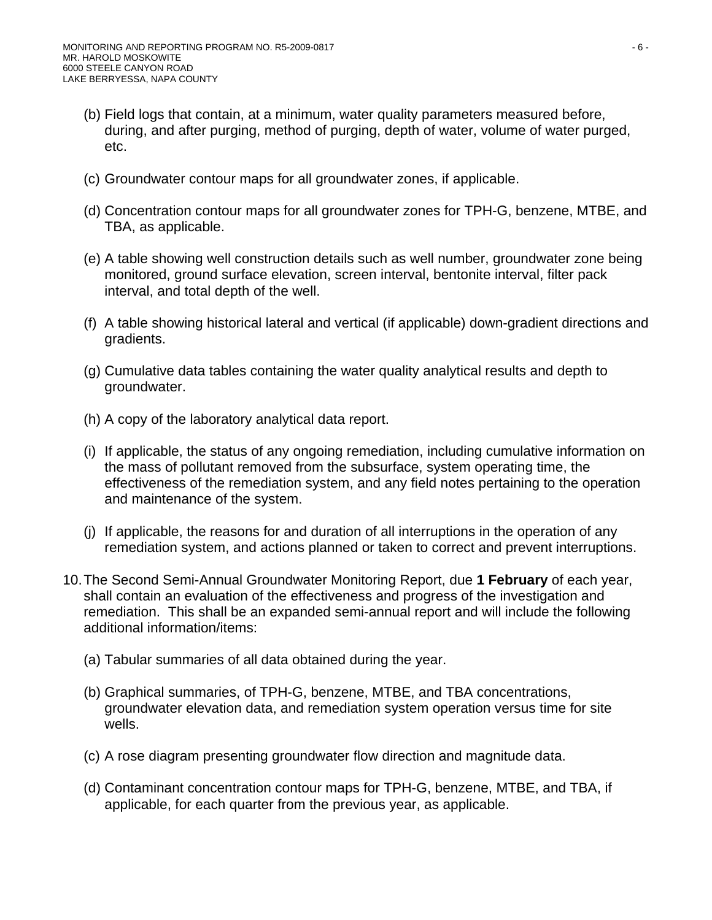(b) Field logs that contain, at a minimum, water quality parameters measured before, during, and after purging, method of purging, depth of water, volume of water purged, etc.

(c) Groundwater contour maps for all groundwater zones, if applicable.

(d) Concentration contour maps for all groundwater zones for TPH-G, benzene, MTBE, and TBA, as applicable.

(e) A table showing well construction details such as well number, groundwater zone being monitored, ground surface elevation, screen interval, bentonite interval, filter pack interval, and total depth of the well.

(f) A table showing historical lateral and vertical (if applicable) down-gradient directions and gradients.

(g) Cumulative data tables containing the water quality analytical results and depth to groundwater.

(h) A copy of the laboratory analytical data report.

(i) If applicable, the status of any ongoing remediation, including cumulative information on the mass of pollutant removed from the subsurface, system operating time, the effectiveness of the remediation system, and any field notes pertaining to the operation and maintenance of the system.

(j) If applicable, the reasons for and duration of all interruptions in the operation of any remediation system, and actions planned or taken to correct and prevent interruptions.

10. The Second Semi-Annual Groundwater Monitoring Report, due **1 February** of each year, shall contain an evaluation of the effectiveness and progress of the investigation and remediation. This shall be an expanded semi-annual report and will include the following additional information/items:

    (a) Tabular summaries of all data obtained during the year.

    (b) Graphical summaries, of TPH-G, benzene, MTBE, and TBA concentrations, groundwater elevation data, and remediation system operation versus time for site wells.

    (c) A rose diagram presenting groundwater flow direction and magnitude data.

    (d) Contaminant concentration contour maps for TPH-G, benzene, MTBE, and TBA, if applicable, for each quarter from the previous year, as applicable.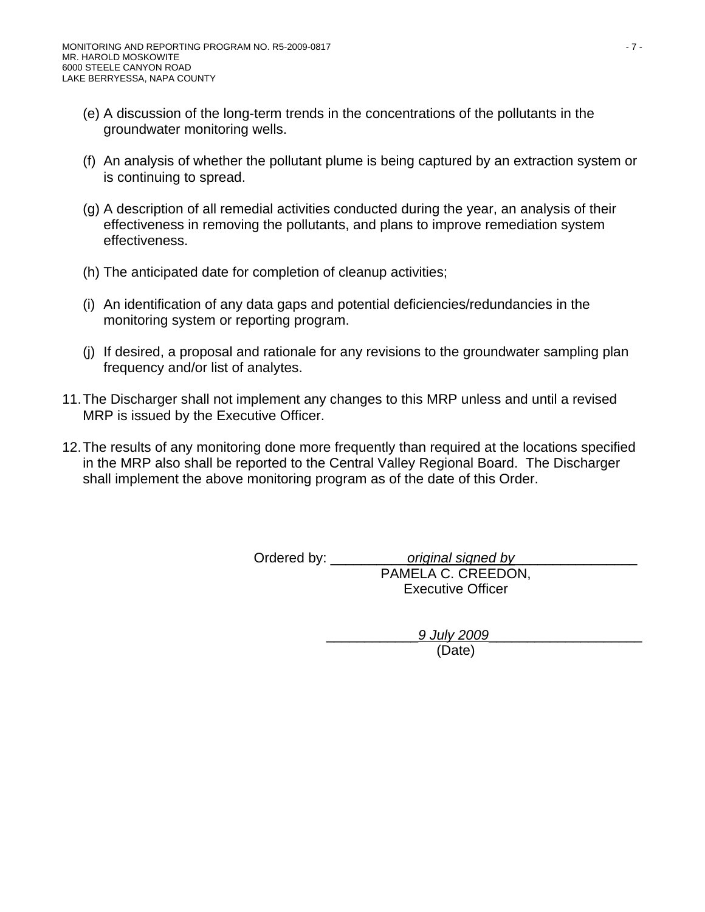(e) A discussion of the long-term trends in the concentrations of the pollutants in the groundwater monitoring wells.

(f) An analysis of whether the pollutant plume is being captured by an extraction system or is continuing to spread.

(g) A description of all remedial activities conducted during the year, an analysis of their effectiveness in removing the pollutants, and plans to improve remediation system effectiveness.

(h) The anticipated date for completion of cleanup activities;

(i) An identification of any data gaps and potential deficiencies/redundancies in the monitoring system or reporting program.

(j) If desired, a proposal and rationale for any revisions to the groundwater sampling plan frequency and/or list of analytes.

11. The Discharger shall not implement any changes to this MRP unless and until a revised MRP is issued by the Executive Officer.

12. The results of any monitoring done more frequently than required at the locations specified in the MRP also shall be reported to the Central Valley Regional Board. The Discharger shall implement the above monitoring program as of the date of this Order.

Ordered by: __________*original signed by*________________
PAMELA C. CREEDON,
Executive Officer

____________*9 July 2009*___________________
(Date)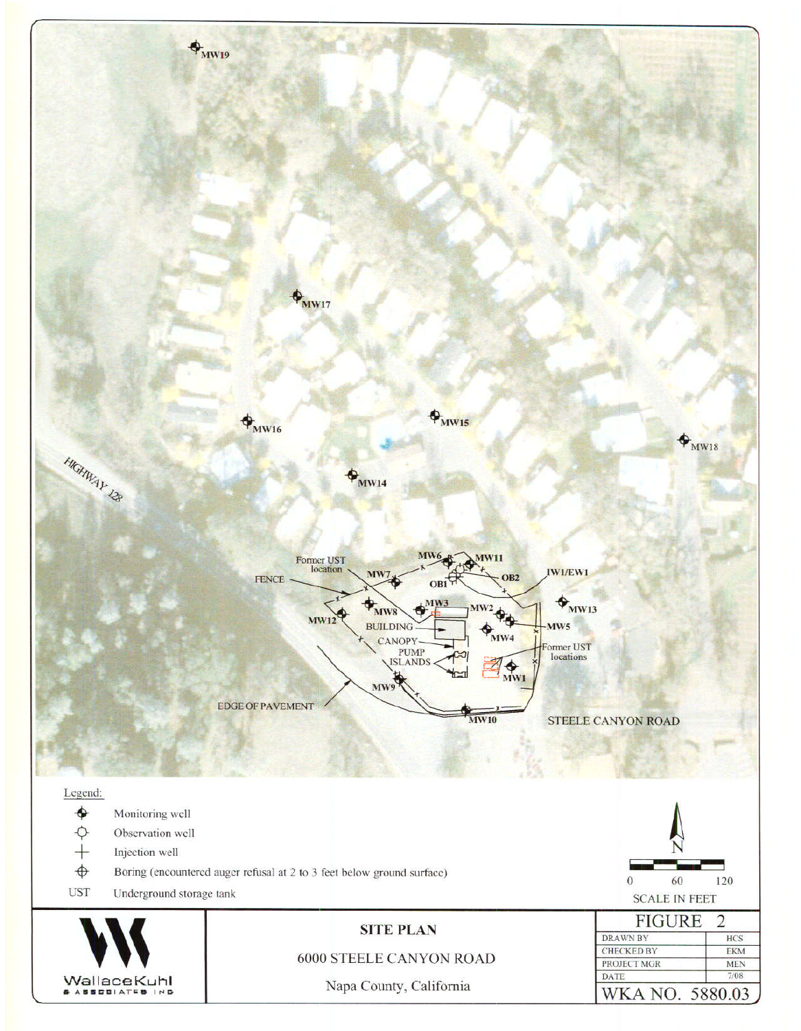MW19

MW17

MW16

MW15

MW18

HIGHWAY 128

MW14

Former UST location

MW6

MW11

FENCE

MW7

OB1

OB2

IW1/EW1

MW3

MW2

MW13

MW12

MW8

BUILDING

MW5

MW4

CANOPY

PUMP ISLANDS

Former UST locations

MW1

MW9

EDGE OF PAVEMENT

MW10

STEELE CANYON ROAD

Legend:

- Monitoring well
- Observation well
- Injection well
- Boring (encountered auger refusal at 2 to 3 feet below ground surface)
- UST — Underground storage tank

N

0 60 120

SCALE IN FEET

WallaceKuhl & ASSOCIATES INC.

**SITE PLAN**

6000 STEELE CANYON ROAD

Napa County, California

FIGURE 2

| | |
|---|---|
| DRAWN BY | HCS |
| CHECKED BY | EKM |
| PROJECT MGR | MEN |
| DATE | 7/08 |

WKA NO. 5880.03